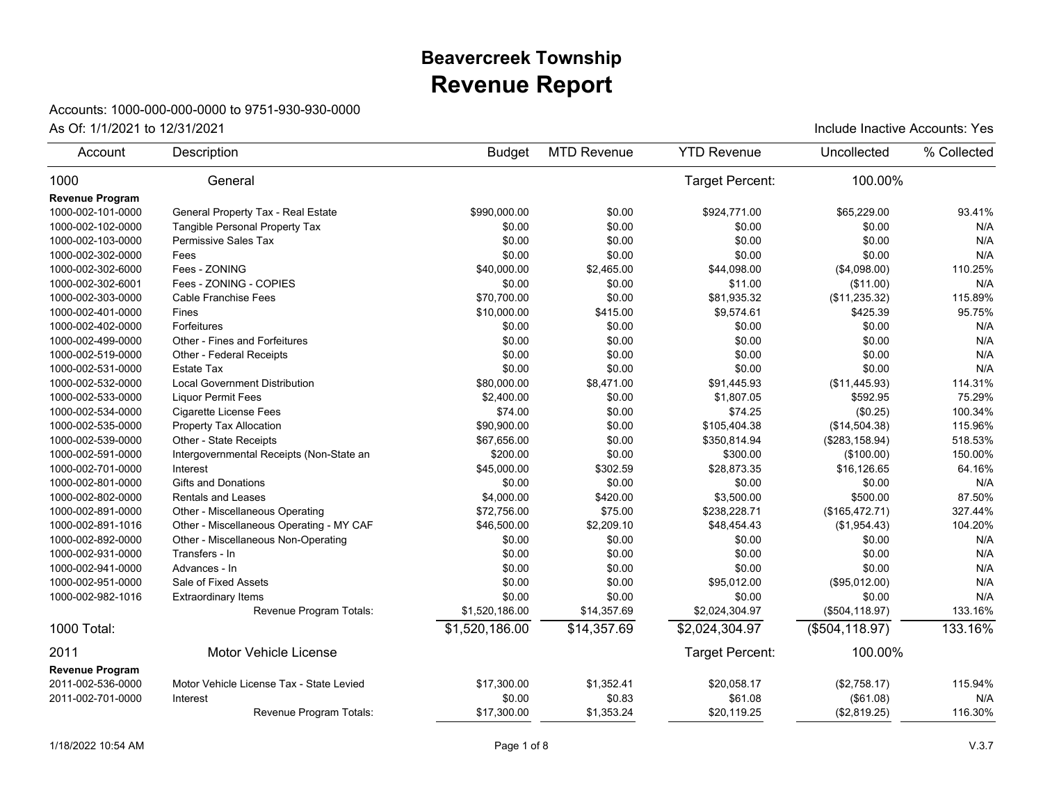# Beavercreek Township
# Revenue Report

Accounts: 1000-000-000-0000 to 9751-930-930-0000

As Of: 1/1/2021 to 12/31/2021

Include Inactive Accounts: Yes

| Account | Description | Budget | MTD Revenue | YTD Revenue | Uncollected | % Collected |
|---|---|---|---|---|---|---|
| 1000 | General | | | Target Percent: | 100.00% | |
| **Revenue Program** | | | | | | |
| 1000-002-101-0000 | General Property Tax - Real Estate | $990,000.00 | $0.00 | $924,771.00 | $65,229.00 | 93.41% |
| 1000-002-102-0000 | Tangible Personal Property Tax | $0.00 | $0.00 | $0.00 | $0.00 | N/A |
| 1000-002-103-0000 | Permissive Sales Tax | $0.00 | $0.00 | $0.00 | $0.00 | N/A |
| 1000-002-302-0000 | Fees | $0.00 | $0.00 | $0.00 | $0.00 | N/A |
| 1000-002-302-6000 | Fees - ZONING | $40,000.00 | $2,465.00 | $44,098.00 | ($4,098.00) | 110.25% |
| 1000-002-302-6001 | Fees - ZONING - COPIES | $0.00 | $0.00 | $11.00 | ($11.00) | N/A |
| 1000-002-303-0000 | Cable Franchise Fees | $70,700.00 | $0.00 | $81,935.32 | ($11,235.32) | 115.89% |
| 1000-002-401-0000 | Fines | $10,000.00 | $415.00 | $9,574.61 | $425.39 | 95.75% |
| 1000-002-402-0000 | Forfeitures | $0.00 | $0.00 | $0.00 | $0.00 | N/A |
| 1000-002-499-0000 | Other - Fines and Forfeitures | $0.00 | $0.00 | $0.00 | $0.00 | N/A |
| 1000-002-519-0000 | Other - Federal Receipts | $0.00 | $0.00 | $0.00 | $0.00 | N/A |
| 1000-002-531-0000 | Estate Tax | $0.00 | $0.00 | $0.00 | $0.00 | N/A |
| 1000-002-532-0000 | Local Government Distribution | $80,000.00 | $8,471.00 | $91,445.93 | ($11,445.93) | 114.31% |
| 1000-002-533-0000 | Liquor Permit Fees | $2,400.00 | $0.00 | $1,807.05 | $592.95 | 75.29% |
| 1000-002-534-0000 | Cigarette License Fees | $74.00 | $0.00 | $74.25 | ($0.25) | 100.34% |
| 1000-002-535-0000 | Property Tax Allocation | $90,900.00 | $0.00 | $105,404.38 | ($14,504.38) | 115.96% |
| 1000-002-539-0000 | Other - State Receipts | $67,656.00 | $0.00 | $350,814.94 | ($283,158.94) | 518.53% |
| 1000-002-591-0000 | Intergovernmental Receipts (Non-State an | $200.00 | $0.00 | $300.00 | ($100.00) | 150.00% |
| 1000-002-701-0000 | Interest | $45,000.00 | $302.59 | $28,873.35 | $16,126.65 | 64.16% |
| 1000-002-801-0000 | Gifts and Donations | $0.00 | $0.00 | $0.00 | $0.00 | N/A |
| 1000-002-802-0000 | Rentals and Leases | $4,000.00 | $420.00 | $3,500.00 | $500.00 | 87.50% |
| 1000-002-891-0000 | Other - Miscellaneous Operating | $72,756.00 | $75.00 | $238,228.71 | ($165,472.71) | 327.44% |
| 1000-002-891-1016 | Other - Miscellaneous Operating - MY CAF | $46,500.00 | $2,209.10 | $48,454.43 | ($1,954.43) | 104.20% |
| 1000-002-892-0000 | Other - Miscellaneous Non-Operating | $0.00 | $0.00 | $0.00 | $0.00 | N/A |
| 1000-002-931-0000 | Transfers - In | $0.00 | $0.00 | $0.00 | $0.00 | N/A |
| 1000-002-941-0000 | Advances - In | $0.00 | $0.00 | $0.00 | $0.00 | N/A |
| 1000-002-951-0000 | Sale of Fixed Assets | $0.00 | $0.00 | $95,012.00 | ($95,012.00) | N/A |
| 1000-002-982-1016 | Extraordinary Items | $0.00 | $0.00 | $0.00 | $0.00 | N/A |
| | Revenue Program Totals: | $1,520,186.00 | $14,357.69 | $2,024,304.97 | ($504,118.97) | 133.16% |
| 1000 Total: | | $1,520,186.00 | $14,357.69 | $2,024,304.97 | ($504,118.97) | 133.16% |
| 2011 | Motor Vehicle License | | | Target Percent: | 100.00% | |
| **Revenue Program** | | | | | | |
| 2011-002-536-0000 | Motor Vehicle License Tax - State Levied | $17,300.00 | $1,352.41 | $20,058.17 | ($2,758.17) | 115.94% |
| 2011-002-701-0000 | Interest | $0.00 | $0.83 | $61.08 | ($61.08) | N/A |
| | Revenue Program Totals: | $17,300.00 | $1,353.24 | $20,119.25 | ($2,819.25) | 116.30% |

1/18/2022 10:54 AM

V.3.7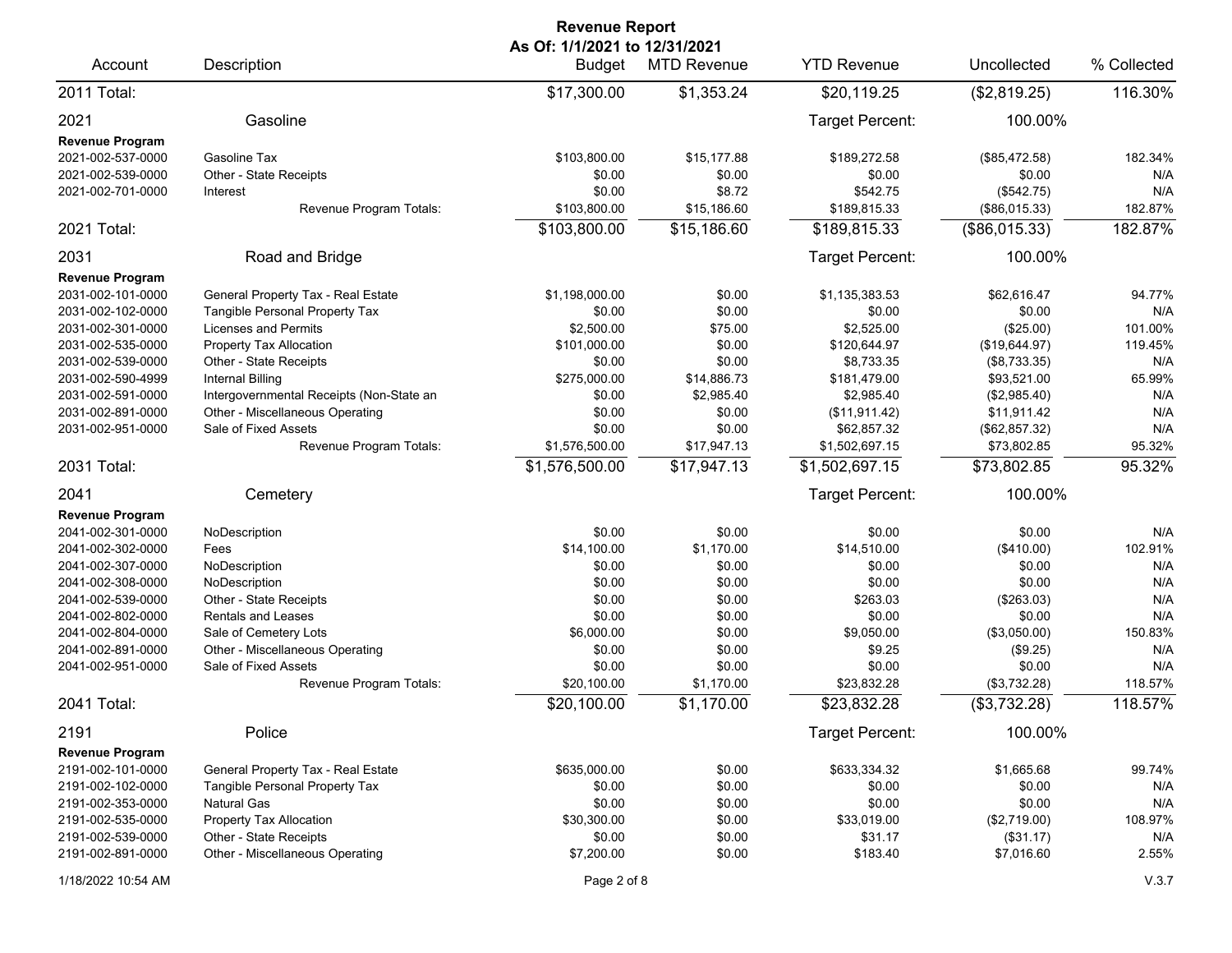# Revenue Report

**As Of: 1/1/2021 to 12/31/2021**

| Account | Description | Budget | MTD Revenue | YTD Revenue | Uncollected | % Collected |
|---|---|---|---|---|---|---|
| 2011 Total: | | $17,300.00 | $1,353.24 | $20,119.25 | ($2,819.25) | 116.30% |
| **2021** | **Gasoline** | | | Target Percent: | 100.00% | |
| **Revenue Program** | | | | | | |
| 2021-002-537-0000 | Gasoline Tax | $103,800.00 | $15,177.88 | $189,272.58 | ($85,472.58) | 182.34% |
| 2021-002-539-0000 | Other - State Receipts | $0.00 | $0.00 | $0.00 | $0.00 | N/A |
| 2021-002-701-0000 | Interest | $0.00 | $8.72 | $542.75 | ($542.75) | N/A |
| | Revenue Program Totals: | $103,800.00 | $15,186.60 | $189,815.33 | ($86,015.33) | 182.87% |
| 2021 Total: | | $103,800.00 | $15,186.60 | $189,815.33 | ($86,015.33) | 182.87% |
| **2031** | **Road and Bridge** | | | Target Percent: | 100.00% | |
| **Revenue Program** | | | | | | |
| 2031-002-101-0000 | General Property Tax - Real Estate | $1,198,000.00 | $0.00 | $1,135,383.53 | $62,616.47 | 94.77% |
| 2031-002-102-0000 | Tangible Personal Property Tax | $0.00 | $0.00 | $0.00 | $0.00 | N/A |
| 2031-002-301-0000 | Licenses and Permits | $2,500.00 | $75.00 | $2,525.00 | ($25.00) | 101.00% |
| 2031-002-535-0000 | Property Tax Allocation | $101,000.00 | $0.00 | $120,644.97 | ($19,644.97) | 119.45% |
| 2031-002-539-0000 | Other - State Receipts | $0.00 | $0.00 | $8,733.35 | ($8,733.35) | N/A |
| 2031-002-590-4999 | Internal Billing | $275,000.00 | $14,886.73 | $181,479.00 | $93,521.00 | 65.99% |
| 2031-002-591-0000 | Intergovernmental Receipts (Non-State an | $0.00 | $2,985.40 | $2,985.40 | ($2,985.40) | N/A |
| 2031-002-891-0000 | Other - Miscellaneous Operating | $0.00 | $0.00 | ($11,911.42) | $11,911.42 | N/A |
| 2031-002-951-0000 | Sale of Fixed Assets | $0.00 | $0.00 | $62,857.32 | ($62,857.32) | N/A |
| | Revenue Program Totals: | $1,576,500.00 | $17,947.13 | $1,502,697.15 | $73,802.85 | 95.32% |
| 2031 Total: | | $1,576,500.00 | $17,947.13 | $1,502,697.15 | $73,802.85 | 95.32% |
| **2041** | **Cemetery** | | | Target Percent: | 100.00% | |
| **Revenue Program** | | | | | | |
| 2041-002-301-0000 | NoDescription | $0.00 | $0.00 | $0.00 | $0.00 | N/A |
| 2041-002-302-0000 | Fees | $14,100.00 | $1,170.00 | $14,510.00 | ($410.00) | 102.91% |
| 2041-002-307-0000 | NoDescription | $0.00 | $0.00 | $0.00 | $0.00 | N/A |
| 2041-002-308-0000 | NoDescription | $0.00 | $0.00 | $0.00 | $0.00 | N/A |
| 2041-002-539-0000 | Other - State Receipts | $0.00 | $0.00 | $263.03 | ($263.03) | N/A |
| 2041-002-802-0000 | Rentals and Leases | $0.00 | $0.00 | $0.00 | $0.00 | N/A |
| 2041-002-804-0000 | Sale of Cemetery Lots | $6,000.00 | $0.00 | $9,050.00 | ($3,050.00) | 150.83% |
| 2041-002-891-0000 | Other - Miscellaneous Operating | $0.00 | $0.00 | $9.25 | ($9.25) | N/A |
| 2041-002-951-0000 | Sale of Fixed Assets | $0.00 | $0.00 | $0.00 | $0.00 | N/A |
| | Revenue Program Totals: | $20,100.00 | $1,170.00 | $23,832.28 | ($3,732.28) | 118.57% |
| 2041 Total: | | $20,100.00 | $1,170.00 | $23,832.28 | ($3,732.28) | 118.57% |
| **2191** | **Police** | | | Target Percent: | 100.00% | |
| **Revenue Program** | | | | | | |
| 2191-002-101-0000 | General Property Tax - Real Estate | $635,000.00 | $0.00 | $633,334.32 | $1,665.68 | 99.74% |
| 2191-002-102-0000 | Tangible Personal Property Tax | $0.00 | $0.00 | $0.00 | $0.00 | N/A |
| 2191-002-353-0000 | Natural Gas | $0.00 | $0.00 | $0.00 | $0.00 | N/A |
| 2191-002-535-0000 | Property Tax Allocation | $30,300.00 | $0.00 | $33,019.00 | ($2,719.00) | 108.97% |
| 2191-002-539-0000 | Other - State Receipts | $0.00 | $0.00 | $31.17 | ($31.17) | N/A |
| 2191-002-891-0000 | Other - Miscellaneous Operating | $7,200.00 | $0.00 | $183.40 | $7,016.60 | 2.55% |

1/18/2022 10:54 AM V.3.7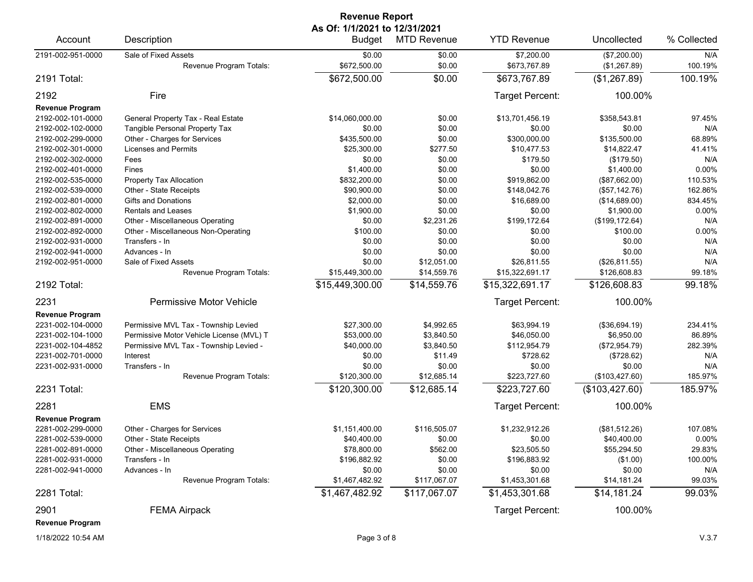# Revenue Report

**As Of: 1/1/2021 to 12/31/2021**

| Account | Description | Budget | MTD Revenue | YTD Revenue | Uncollected | % Collected |
|---|---|---|---|---|---|---|
| 2191-002-951-0000 | Sale of Fixed Assets | $0.00 | $0.00 | $7,200.00 | ($7,200.00) | N/A |
| | Revenue Program Totals: | $672,500.00 | $0.00 | $673,767.89 | ($1,267.89) | 100.19% |
| 2191 Total: | | $672,500.00 | $0.00 | $673,767.89 | ($1,267.89) | 100.19% |
| 2192 | Fire | | | Target Percent: | 100.00% | |
| **Revenue Program** | | | | | | |
| 2192-002-101-0000 | General Property Tax - Real Estate | $14,060,000.00 | $0.00 | $13,701,456.19 | $358,543.81 | 97.45% |
| 2192-002-102-0000 | Tangible Personal Property Tax | $0.00 | $0.00 | $0.00 | $0.00 | N/A |
| 2192-002-299-0000 | Other - Charges for Services | $435,500.00 | $0.00 | $300,000.00 | $135,500.00 | 68.89% |
| 2192-002-301-0000 | Licenses and Permits | $25,300.00 | $277.50 | $10,477.53 | $14,822.47 | 41.41% |
| 2192-002-302-0000 | Fees | $0.00 | $0.00 | $179.50 | ($179.50) | N/A |
| 2192-002-401-0000 | Fines | $1,400.00 | $0.00 | $0.00 | $1,400.00 | 0.00% |
| 2192-002-535-0000 | Property Tax Allocation | $832,200.00 | $0.00 | $919,862.00 | ($87,662.00) | 110.53% |
| 2192-002-539-0000 | Other - State Receipts | $90,900.00 | $0.00 | $148,042.76 | ($57,142.76) | 162.86% |
| 2192-002-801-0000 | Gifts and Donations | $2,000.00 | $0.00 | $16,689.00 | ($14,689.00) | 834.45% |
| 2192-002-802-0000 | Rentals and Leases | $1,900.00 | $0.00 | $0.00 | $1,900.00 | 0.00% |
| 2192-002-891-0000 | Other - Miscellaneous Operating | $0.00 | $2,231.26 | $199,172.64 | ($199,172.64) | N/A |
| 2192-002-892-0000 | Other - Miscellaneous Non-Operating | $100.00 | $0.00 | $0.00 | $100.00 | 0.00% |
| 2192-002-931-0000 | Transfers - In | $0.00 | $0.00 | $0.00 | $0.00 | N/A |
| 2192-002-941-0000 | Advances - In | $0.00 | $0.00 | $0.00 | $0.00 | N/A |
| 2192-002-951-0000 | Sale of Fixed Assets | $0.00 | $12,051.00 | $26,811.55 | ($26,811.55) | N/A |
| | Revenue Program Totals: | $15,449,300.00 | $14,559.76 | $15,322,691.17 | $126,608.83 | 99.18% |
| 2192 Total: | | $15,449,300.00 | $14,559.76 | $15,322,691.17 | $126,608.83 | 99.18% |
| 2231 | Permissive Motor Vehicle | | | Target Percent: | 100.00% | |
| **Revenue Program** | | | | | | |
| 2231-002-104-0000 | Permissive MVL Tax - Township Levied | $27,300.00 | $4,992.65 | $63,994.19 | ($36,694.19) | 234.41% |
| 2231-002-104-1000 | Permissive Motor Vehicle License (MVL) T | $53,000.00 | $3,840.50 | $46,050.00 | $6,950.00 | 86.89% |
| 2231-002-104-4852 | Permissive MVL Tax - Township Levied - | $40,000.00 | $3,840.50 | $112,954.79 | ($72,954.79) | 282.39% |
| 2231-002-701-0000 | Interest | $0.00 | $11.49 | $728.62 | ($728.62) | N/A |
| 2231-002-931-0000 | Transfers - In | $0.00 | $0.00 | $0.00 | $0.00 | N/A |
| | Revenue Program Totals: | $120,300.00 | $12,685.14 | $223,727.60 | ($103,427.60) | 185.97% |
| 2231 Total: | | $120,300.00 | $12,685.14 | $223,727.60 | ($103,427.60) | 185.97% |
| 2281 | EMS | | | Target Percent: | 100.00% | |
| **Revenue Program** | | | | | | |
| 2281-002-299-0000 | Other - Charges for Services | $1,151,400.00 | $116,505.07 | $1,232,912.26 | ($81,512.26) | 107.08% |
| 2281-002-539-0000 | Other - State Receipts | $40,400.00 | $0.00 | $0.00 | $40,400.00 | 0.00% |
| 2281-002-891-0000 | Other - Miscellaneous Operating | $78,800.00 | $562.00 | $23,505.50 | $55,294.50 | 29.83% |
| 2281-002-931-0000 | Transfers - In | $196,882.92 | $0.00 | $196,883.92 | ($1.00) | 100.00% |
| 2281-002-941-0000 | Advances - In | $0.00 | $0.00 | $0.00 | $0.00 | N/A |
| | Revenue Program Totals: | $1,467,482.92 | $117,067.07 | $1,453,301.68 | $14,181.24 | 99.03% |
| 2281 Total: | | $1,467,482.92 | $117,067.07 | $1,453,301.68 | $14,181.24 | 99.03% |
| 2901 | FEMA Airpack | | | Target Percent: | 100.00% | |
| **Revenue Program** | | | | | | |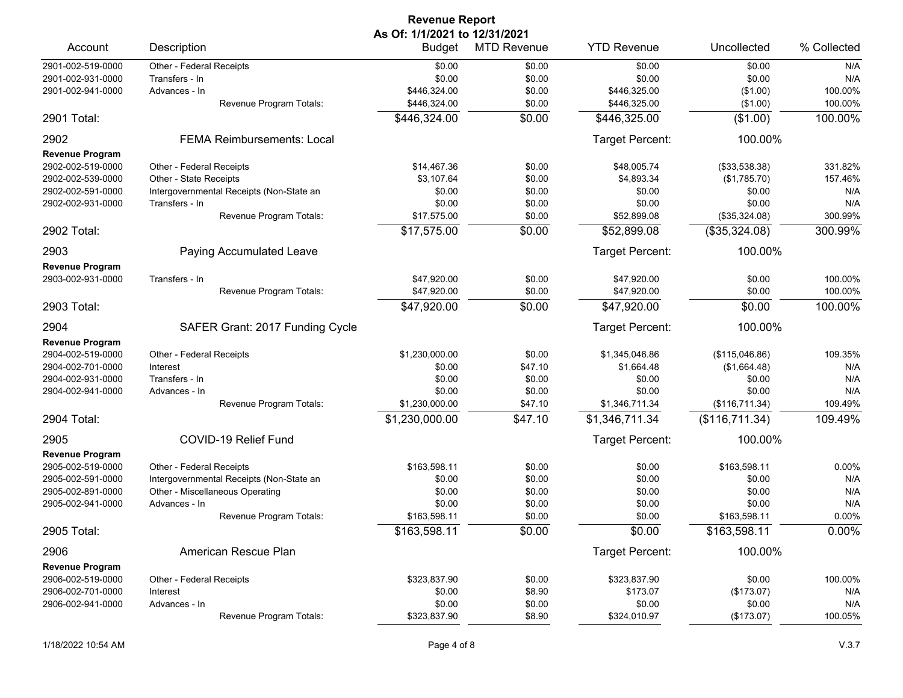# Revenue Report

**As Of: 1/1/2021 to 12/31/2021**

| Account | Description | Budget | MTD Revenue | YTD Revenue | Uncollected | % Collected |
|---|---|---|---|---|---|---|
| 2901-002-519-0000 | Other - Federal Receipts | $0.00 | $0.00 | $0.00 | $0.00 | N/A |
| 2901-002-931-0000 | Transfers - In | $0.00 | $0.00 | $0.00 | $0.00 | N/A |
| 2901-002-941-0000 | Advances - In | $446,324.00 | $0.00 | $446,325.00 | ($1.00) | 100.00% |
| | Revenue Program Totals: | $446,324.00 | $0.00 | $446,325.00 | ($1.00) | 100.00% |
| **2901 Total:** | | **$446,324.00** | **$0.00** | **$446,325.00** | **($1.00)** | **100.00%** |
| **2902** | **FEMA Reimbursements: Local** | | | Target Percent: | 100.00% | |
| **Revenue Program** | | | | | | |
| 2902-002-519-0000 | Other - Federal Receipts | $14,467.36 | $0.00 | $48,005.74 | ($33,538.38) | 331.82% |
| 2902-002-539-0000 | Other - State Receipts | $3,107.64 | $0.00 | $4,893.34 | ($1,785.70) | 157.46% |
| 2902-002-591-0000 | Intergovernmental Receipts (Non-State an | $0.00 | $0.00 | $0.00 | $0.00 | N/A |
| 2902-002-931-0000 | Transfers - In | $0.00 | $0.00 | $0.00 | $0.00 | N/A |
| | Revenue Program Totals: | $17,575.00 | $0.00 | $52,899.08 | ($35,324.08) | 300.99% |
| **2902 Total:** | | **$17,575.00** | **$0.00** | **$52,899.08** | **($35,324.08)** | **300.99%** |
| **2903** | **Paying Accumulated Leave** | | | Target Percent: | 100.00% | |
| **Revenue Program** | | | | | | |
| 2903-002-931-0000 | Transfers - In | $47,920.00 | $0.00 | $47,920.00 | $0.00 | 100.00% |
| | Revenue Program Totals: | $47,920.00 | $0.00 | $47,920.00 | $0.00 | 100.00% |
| **2903 Total:** | | **$47,920.00** | **$0.00** | **$47,920.00** | **$0.00** | **100.00%** |
| **2904** | **SAFER Grant: 2017 Funding Cycle** | | | Target Percent: | 100.00% | |
| **Revenue Program** | | | | | | |
| 2904-002-519-0000 | Other - Federal Receipts | $1,230,000.00 | $0.00 | $1,345,046.86 | ($115,046.86) | 109.35% |
| 2904-002-701-0000 | Interest | $0.00 | $47.10 | $1,664.48 | ($1,664.48) | N/A |
| 2904-002-931-0000 | Transfers - In | $0.00 | $0.00 | $0.00 | $0.00 | N/A |
| 2904-002-941-0000 | Advances - In | $0.00 | $0.00 | $0.00 | $0.00 | N/A |
| | Revenue Program Totals: | $1,230,000.00 | $47.10 | $1,346,711.34 | ($116,711.34) | 109.49% |
| **2904 Total:** | | **$1,230,000.00** | **$47.10** | **$1,346,711.34** | **($116,711.34)** | **109.49%** |
| **2905** | **COVID-19 Relief Fund** | | | Target Percent: | 100.00% | |
| **Revenue Program** | | | | | | |
| 2905-002-519-0000 | Other - Federal Receipts | $163,598.11 | $0.00 | $0.00 | $163,598.11 | 0.00% |
| 2905-002-591-0000 | Intergovernmental Receipts (Non-State an | $0.00 | $0.00 | $0.00 | $0.00 | N/A |
| 2905-002-891-0000 | Other - Miscellaneous Operating | $0.00 | $0.00 | $0.00 | $0.00 | N/A |
| 2905-002-941-0000 | Advances - In | $0.00 | $0.00 | $0.00 | $0.00 | N/A |
| | Revenue Program Totals: | $163,598.11 | $0.00 | $0.00 | $163,598.11 | 0.00% |
| **2905 Total:** | | **$163,598.11** | **$0.00** | **$0.00** | **$163,598.11** | **0.00%** |
| **2906** | **American Rescue Plan** | | | Target Percent: | 100.00% | |
| **Revenue Program** | | | | | | |
| 2906-002-519-0000 | Other - Federal Receipts | $323,837.90 | $0.00 | $323,837.90 | $0.00 | 100.00% |
| 2906-002-701-0000 | Interest | $0.00 | $8.90 | $173.07 | ($173.07) | N/A |
| 2906-002-941-0000 | Advances - In | $0.00 | $0.00 | $0.00 | $0.00 | N/A |
| | Revenue Program Totals: | $323,837.90 | $8.90 | $324,010.97 | ($173.07) | 100.05% |

1/18/2022 10:54 AM

V.3.7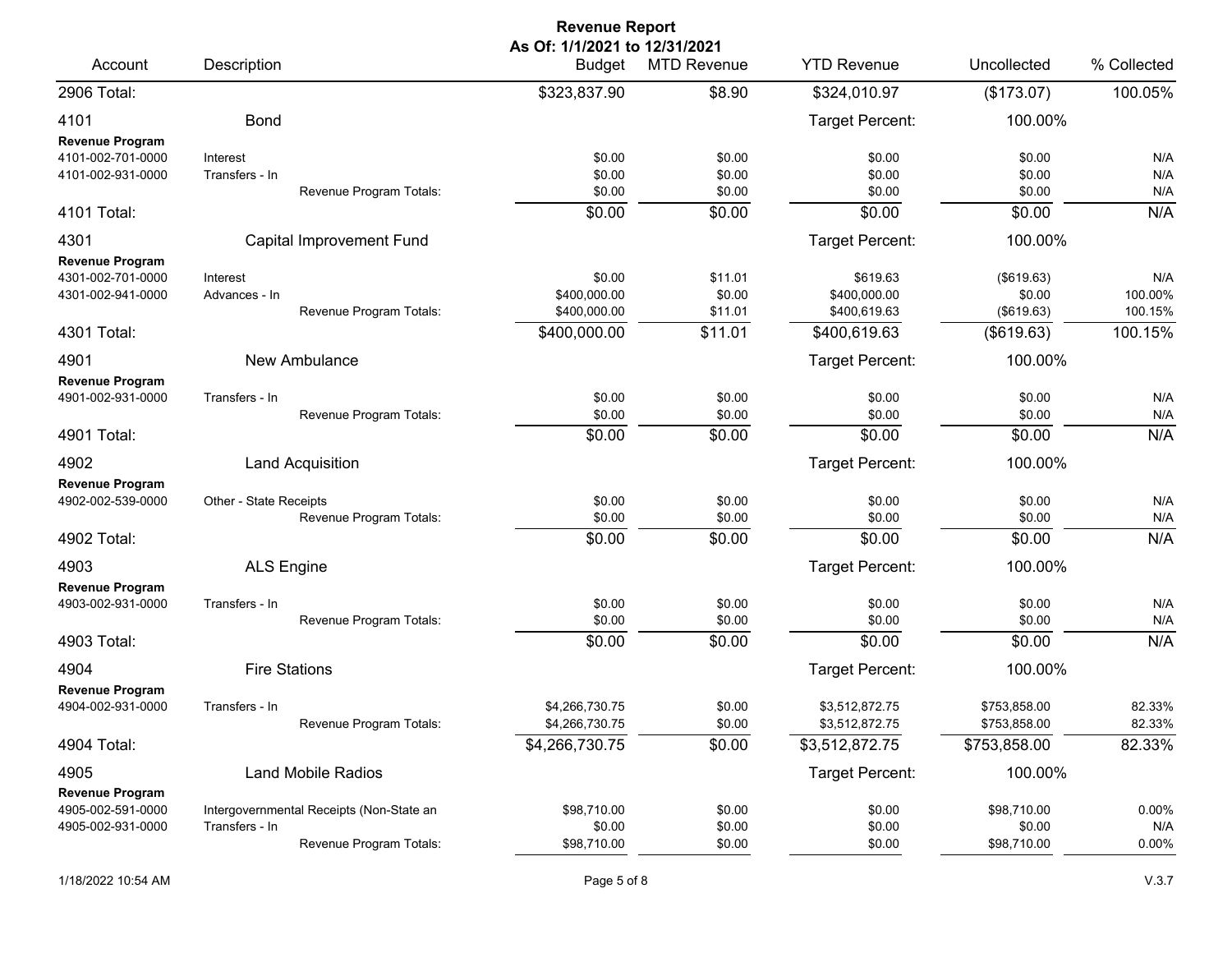# Revenue Report

**As Of: 1/1/2021 to 12/31/2021**

| Account | Description | Budget | MTD Revenue | YTD Revenue | Uncollected | % Collected |
|---|---|---|---|---|---|---|
| 2906 Total: | | $323,837.90 | $8.90 | $324,010.97 | ($173.07) | 100.05% |
| 4101 | Bond | | | Target Percent: | 100.00% | |
| **Revenue Program** | | | | | | |
| 4101-002-701-0000 | Interest | $0.00 | $0.00 | $0.00 | $0.00 | N/A |
| 4101-002-931-0000 | Transfers - In | $0.00 | $0.00 | $0.00 | $0.00 | N/A |
| | Revenue Program Totals: | $0.00 | $0.00 | $0.00 | $0.00 | N/A |
| 4101 Total: | | $0.00 | $0.00 | $0.00 | $0.00 | N/A |
| 4301 | Capital Improvement Fund | | | Target Percent: | 100.00% | |
| **Revenue Program** | | | | | | |
| 4301-002-701-0000 | Interest | $0.00 | $11.01 | $619.63 | ($619.63) | N/A |
| 4301-002-941-0000 | Advances - In | $400,000.00 | $0.00 | $400,000.00 | $0.00 | 100.00% |
| | Revenue Program Totals: | $400,000.00 | $11.01 | $400,619.63 | ($619.63) | 100.15% |
| 4301 Total: | | $400,000.00 | $11.01 | $400,619.63 | ($619.63) | 100.15% |
| 4901 | New Ambulance | | | Target Percent: | 100.00% | |
| **Revenue Program** | | | | | | |
| 4901-002-931-0000 | Transfers - In | $0.00 | $0.00 | $0.00 | $0.00 | N/A |
| | Revenue Program Totals: | $0.00 | $0.00 | $0.00 | $0.00 | N/A |
| 4901 Total: | | $0.00 | $0.00 | $0.00 | $0.00 | N/A |
| 4902 | Land Acquisition | | | Target Percent: | 100.00% | |
| **Revenue Program** | | | | | | |
| 4902-002-539-0000 | Other - State Receipts | $0.00 | $0.00 | $0.00 | $0.00 | N/A |
| | Revenue Program Totals: | $0.00 | $0.00 | $0.00 | $0.00 | N/A |
| 4902 Total: | | $0.00 | $0.00 | $0.00 | $0.00 | N/A |
| 4903 | ALS Engine | | | Target Percent: | 100.00% | |
| **Revenue Program** | | | | | | |
| 4903-002-931-0000 | Transfers - In | $0.00 | $0.00 | $0.00 | $0.00 | N/A |
| | Revenue Program Totals: | $0.00 | $0.00 | $0.00 | $0.00 | N/A |
| 4903 Total: | | $0.00 | $0.00 | $0.00 | $0.00 | N/A |
| 4904 | Fire Stations | | | Target Percent: | 100.00% | |
| **Revenue Program** | | | | | | |
| 4904-002-931-0000 | Transfers - In | $4,266,730.75 | $0.00 | $3,512,872.75 | $753,858.00 | 82.33% |
| | Revenue Program Totals: | $4,266,730.75 | $0.00 | $3,512,872.75 | $753,858.00 | 82.33% |
| 4904 Total: | | $4,266,730.75 | $0.00 | $3,512,872.75 | $753,858.00 | 82.33% |
| 4905 | Land Mobile Radios | | | Target Percent: | 100.00% | |
| **Revenue Program** | | | | | | |
| 4905-002-591-0000 | Intergovernmental Receipts (Non-State an | $98,710.00 | $0.00 | $0.00 | $98,710.00 | 0.00% |
| 4905-002-931-0000 | Transfers - In | $0.00 | $0.00 | $0.00 | $0.00 | N/A |
| | Revenue Program Totals: | $98,710.00 | $0.00 | $0.00 | $98,710.00 | 0.00% |

1/18/2022 10:54 AM

V.3.7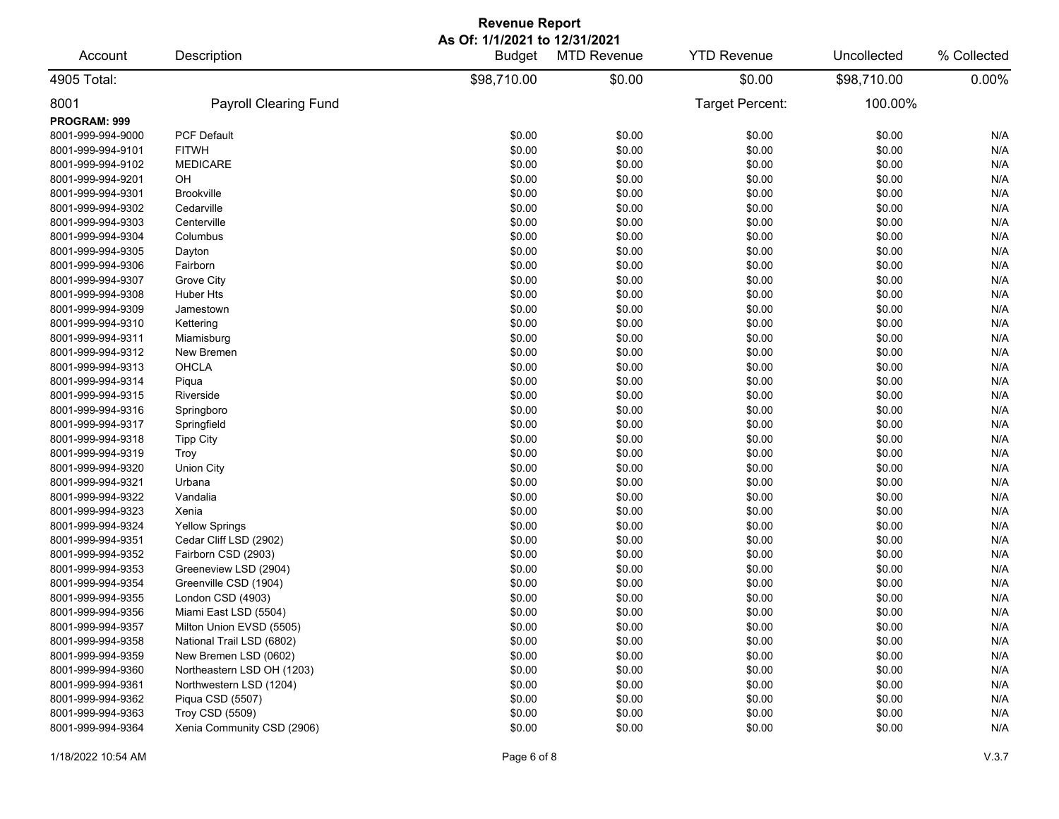# Revenue Report

**As Of: 1/1/2021 to 12/31/2021**

| Account | Description | Budget | MTD Revenue | YTD Revenue | Uncollected | % Collected |
|---|---|---|---|---|---|---|
| 4905 Total: | | $98,710.00 | $0.00 | $0.00 | $98,710.00 | 0.00% |
| 8001 | Payroll Clearing Fund | | | Target Percent: | 100.00% | |
| **PROGRAM: 999** | | | | | | |
| 8001-999-994-9000 | PCF Default | $0.00 | $0.00 | $0.00 | $0.00 | N/A |
| 8001-999-994-9101 | FITWH | $0.00 | $0.00 | $0.00 | $0.00 | N/A |
| 8001-999-994-9102 | MEDICARE | $0.00 | $0.00 | $0.00 | $0.00 | N/A |
| 8001-999-994-9201 | OH | $0.00 | $0.00 | $0.00 | $0.00 | N/A |
| 8001-999-994-9301 | Brookville | $0.00 | $0.00 | $0.00 | $0.00 | N/A |
| 8001-999-994-9302 | Cedarville | $0.00 | $0.00 | $0.00 | $0.00 | N/A |
| 8001-999-994-9303 | Centerville | $0.00 | $0.00 | $0.00 | $0.00 | N/A |
| 8001-999-994-9304 | Columbus | $0.00 | $0.00 | $0.00 | $0.00 | N/A |
| 8001-999-994-9305 | Dayton | $0.00 | $0.00 | $0.00 | $0.00 | N/A |
| 8001-999-994-9306 | Fairborn | $0.00 | $0.00 | $0.00 | $0.00 | N/A |
| 8001-999-994-9307 | Grove City | $0.00 | $0.00 | $0.00 | $0.00 | N/A |
| 8001-999-994-9308 | Huber Hts | $0.00 | $0.00 | $0.00 | $0.00 | N/A |
| 8001-999-994-9309 | Jamestown | $0.00 | $0.00 | $0.00 | $0.00 | N/A |
| 8001-999-994-9310 | Kettering | $0.00 | $0.00 | $0.00 | $0.00 | N/A |
| 8001-999-994-9311 | Miamisburg | $0.00 | $0.00 | $0.00 | $0.00 | N/A |
| 8001-999-994-9312 | New Bremen | $0.00 | $0.00 | $0.00 | $0.00 | N/A |
| 8001-999-994-9313 | OHCLA | $0.00 | $0.00 | $0.00 | $0.00 | N/A |
| 8001-999-994-9314 | Piqua | $0.00 | $0.00 | $0.00 | $0.00 | N/A |
| 8001-999-994-9315 | Riverside | $0.00 | $0.00 | $0.00 | $0.00 | N/A |
| 8001-999-994-9316 | Springboro | $0.00 | $0.00 | $0.00 | $0.00 | N/A |
| 8001-999-994-9317 | Springfield | $0.00 | $0.00 | $0.00 | $0.00 | N/A |
| 8001-999-994-9318 | Tipp City | $0.00 | $0.00 | $0.00 | $0.00 | N/A |
| 8001-999-994-9319 | Troy | $0.00 | $0.00 | $0.00 | $0.00 | N/A |
| 8001-999-994-9320 | Union City | $0.00 | $0.00 | $0.00 | $0.00 | N/A |
| 8001-999-994-9321 | Urbana | $0.00 | $0.00 | $0.00 | $0.00 | N/A |
| 8001-999-994-9322 | Vandalia | $0.00 | $0.00 | $0.00 | $0.00 | N/A |
| 8001-999-994-9323 | Xenia | $0.00 | $0.00 | $0.00 | $0.00 | N/A |
| 8001-999-994-9324 | Yellow Springs | $0.00 | $0.00 | $0.00 | $0.00 | N/A |
| 8001-999-994-9351 | Cedar Cliff LSD (2902) | $0.00 | $0.00 | $0.00 | $0.00 | N/A |
| 8001-999-994-9352 | Fairborn CSD (2903) | $0.00 | $0.00 | $0.00 | $0.00 | N/A |
| 8001-999-994-9353 | Greeneview LSD (2904) | $0.00 | $0.00 | $0.00 | $0.00 | N/A |
| 8001-999-994-9354 | Greenville CSD (1904) | $0.00 | $0.00 | $0.00 | $0.00 | N/A |
| 8001-999-994-9355 | London CSD (4903) | $0.00 | $0.00 | $0.00 | $0.00 | N/A |
| 8001-999-994-9356 | Miami East LSD (5504) | $0.00 | $0.00 | $0.00 | $0.00 | N/A |
| 8001-999-994-9357 | Milton Union EVSD (5505) | $0.00 | $0.00 | $0.00 | $0.00 | N/A |
| 8001-999-994-9358 | National Trail LSD (6802) | $0.00 | $0.00 | $0.00 | $0.00 | N/A |
| 8001-999-994-9359 | New Bremen LSD (0602) | $0.00 | $0.00 | $0.00 | $0.00 | N/A |
| 8001-999-994-9360 | Northeastern LSD OH (1203) | $0.00 | $0.00 | $0.00 | $0.00 | N/A |
| 8001-999-994-9361 | Northwestern LSD (1204) | $0.00 | $0.00 | $0.00 | $0.00 | N/A |
| 8001-999-994-9362 | Piqua CSD (5507) | $0.00 | $0.00 | $0.00 | $0.00 | N/A |
| 8001-999-994-9363 | Troy CSD (5509) | $0.00 | $0.00 | $0.00 | $0.00 | N/A |
| 8001-999-994-9364 | Xenia Community CSD (2906) | $0.00 | $0.00 | $0.00 | $0.00 | N/A |

1/18/2022 10:54 AM V.3.7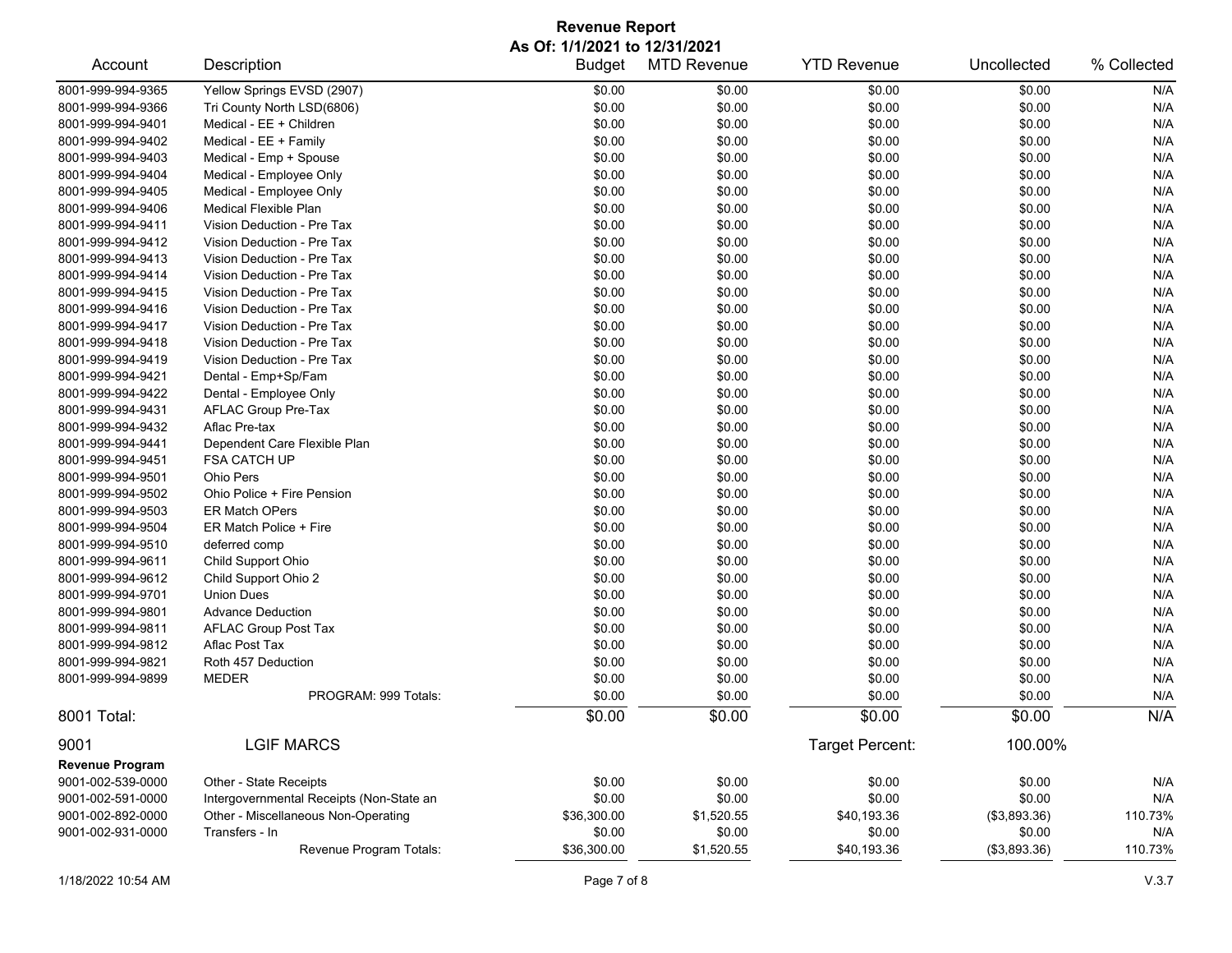# Revenue Report

**As Of: 1/1/2021 to 12/31/2021**

| Account | Description | Budget | MTD Revenue | YTD Revenue | Uncollected | % Collected |
|---|---|---|---|---|---|---|
| 8001-999-994-9365 | Yellow Springs EVSD (2907) | $0.00 | $0.00 | $0.00 | $0.00 | N/A |
| 8001-999-994-9366 | Tri County North LSD(6806) | $0.00 | $0.00 | $0.00 | $0.00 | N/A |
| 8001-999-994-9401 | Medical - EE + Children | $0.00 | $0.00 | $0.00 | $0.00 | N/A |
| 8001-999-994-9402 | Medical - EE + Family | $0.00 | $0.00 | $0.00 | $0.00 | N/A |
| 8001-999-994-9403 | Medical - Emp + Spouse | $0.00 | $0.00 | $0.00 | $0.00 | N/A |
| 8001-999-994-9404 | Medical - Employee Only | $0.00 | $0.00 | $0.00 | $0.00 | N/A |
| 8001-999-994-9405 | Medical - Employee Only | $0.00 | $0.00 | $0.00 | $0.00 | N/A |
| 8001-999-994-9406 | Medical Flexible Plan | $0.00 | $0.00 | $0.00 | $0.00 | N/A |
| 8001-999-994-9411 | Vision Deduction - Pre Tax | $0.00 | $0.00 | $0.00 | $0.00 | N/A |
| 8001-999-994-9412 | Vision Deduction - Pre Tax | $0.00 | $0.00 | $0.00 | $0.00 | N/A |
| 8001-999-994-9413 | Vision Deduction - Pre Tax | $0.00 | $0.00 | $0.00 | $0.00 | N/A |
| 8001-999-994-9414 | Vision Deduction - Pre Tax | $0.00 | $0.00 | $0.00 | $0.00 | N/A |
| 8001-999-994-9415 | Vision Deduction - Pre Tax | $0.00 | $0.00 | $0.00 | $0.00 | N/A |
| 8001-999-994-9416 | Vision Deduction - Pre Tax | $0.00 | $0.00 | $0.00 | $0.00 | N/A |
| 8001-999-994-9417 | Vision Deduction - Pre Tax | $0.00 | $0.00 | $0.00 | $0.00 | N/A |
| 8001-999-994-9418 | Vision Deduction - Pre Tax | $0.00 | $0.00 | $0.00 | $0.00 | N/A |
| 8001-999-994-9419 | Vision Deduction - Pre Tax | $0.00 | $0.00 | $0.00 | $0.00 | N/A |
| 8001-999-994-9421 | Dental - Emp+Sp/Fam | $0.00 | $0.00 | $0.00 | $0.00 | N/A |
| 8001-999-994-9422 | Dental - Employee Only | $0.00 | $0.00 | $0.00 | $0.00 | N/A |
| 8001-999-994-9431 | AFLAC Group Pre-Tax | $0.00 | $0.00 | $0.00 | $0.00 | N/A |
| 8001-999-994-9432 | Aflac Pre-tax | $0.00 | $0.00 | $0.00 | $0.00 | N/A |
| 8001-999-994-9441 | Dependent Care Flexible Plan | $0.00 | $0.00 | $0.00 | $0.00 | N/A |
| 8001-999-994-9451 | FSA CATCH UP | $0.00 | $0.00 | $0.00 | $0.00 | N/A |
| 8001-999-994-9501 | Ohio Pers | $0.00 | $0.00 | $0.00 | $0.00 | N/A |
| 8001-999-994-9502 | Ohio Police + Fire Pension | $0.00 | $0.00 | $0.00 | $0.00 | N/A |
| 8001-999-994-9503 | ER Match OPers | $0.00 | $0.00 | $0.00 | $0.00 | N/A |
| 8001-999-994-9504 | ER Match Police + Fire | $0.00 | $0.00 | $0.00 | $0.00 | N/A |
| 8001-999-994-9510 | deferred comp | $0.00 | $0.00 | $0.00 | $0.00 | N/A |
| 8001-999-994-9611 | Child Support Ohio | $0.00 | $0.00 | $0.00 | $0.00 | N/A |
| 8001-999-994-9612 | Child Support Ohio 2 | $0.00 | $0.00 | $0.00 | $0.00 | N/A |
| 8001-999-994-9701 | Union Dues | $0.00 | $0.00 | $0.00 | $0.00 | N/A |
| 8001-999-994-9801 | Advance Deduction | $0.00 | $0.00 | $0.00 | $0.00 | N/A |
| 8001-999-994-9811 | AFLAC Group Post Tax | $0.00 | $0.00 | $0.00 | $0.00 | N/A |
| 8001-999-994-9812 | Aflac Post Tax | $0.00 | $0.00 | $0.00 | $0.00 | N/A |
| 8001-999-994-9821 | Roth 457 Deduction | $0.00 | $0.00 | $0.00 | $0.00 | N/A |
| 8001-999-994-9899 | MEDER | $0.00 | $0.00 | $0.00 | $0.00 | N/A |
| | PROGRAM: 999 Totals: | $0.00 | $0.00 | $0.00 | $0.00 | N/A |
| **8001 Total:** | | $0.00 | $0.00 | $0.00 | $0.00 | N/A |

## 9001 LGIF MARCS

Target Percent: 100.00%

**Revenue Program**

| Account | Description | Budget | MTD Revenue | YTD Revenue | Uncollected | % Collected |
|---|---|---|---|---|---|---|
| 9001-002-539-0000 | Other - State Receipts | $0.00 | $0.00 | $0.00 | $0.00 | N/A |
| 9001-002-591-0000 | Intergovernmental Receipts (Non-State an | $0.00 | $0.00 | $0.00 | $0.00 | N/A |
| 9001-002-892-0000 | Other - Miscellaneous Non-Operating | $36,300.00 | $1,520.55 | $40,193.36 | ($3,893.36) | 110.73% |
| 9001-002-931-0000 | Transfers - In | $0.00 | $0.00 | $0.00 | $0.00 | N/A |
| | Revenue Program Totals: | $36,300.00 | $1,520.55 | $40,193.36 | ($3,893.36) | 110.73% |

1/18/2022 10:54 AM

V.3.7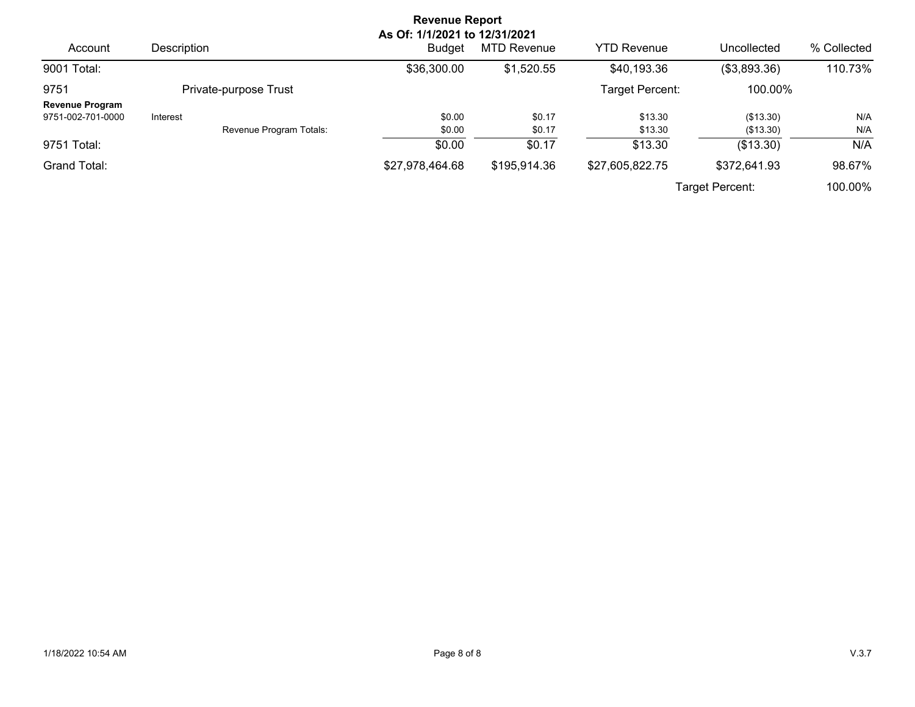## Revenue Report

**As Of: 1/1/2021 to 12/31/2021**

| Account | Description | Budget | MTD Revenue | YTD Revenue | Uncollected | % Collected |
|---|---|---|---|---|---|---|
| 9001 Total: | | $36,300.00 | $1,520.55 | $40,193.36 | ($3,893.36) | 110.73% |
| 9751 | Private-purpose Trust | | | Target Percent: | 100.00% | |
| **Revenue Program** | | | | | | |
| 9751-002-701-0000 | Interest | $0.00 | $0.17 | $13.30 | ($13.30) | N/A |
| | Revenue Program Totals: | $0.00 | $0.17 | $13.30 | ($13.30) | N/A |
| 9751 Total: | | $0.00 | $0.17 | $13.30 | ($13.30) | N/A |
| Grand Total: | | $27,978,464.68 | $195,914.36 | $27,605,822.75 | $372,641.93 | 98.67% |
| | | | | | Target Percent: | 100.00% |

1/18/2022 10:54 AM

V.3.7